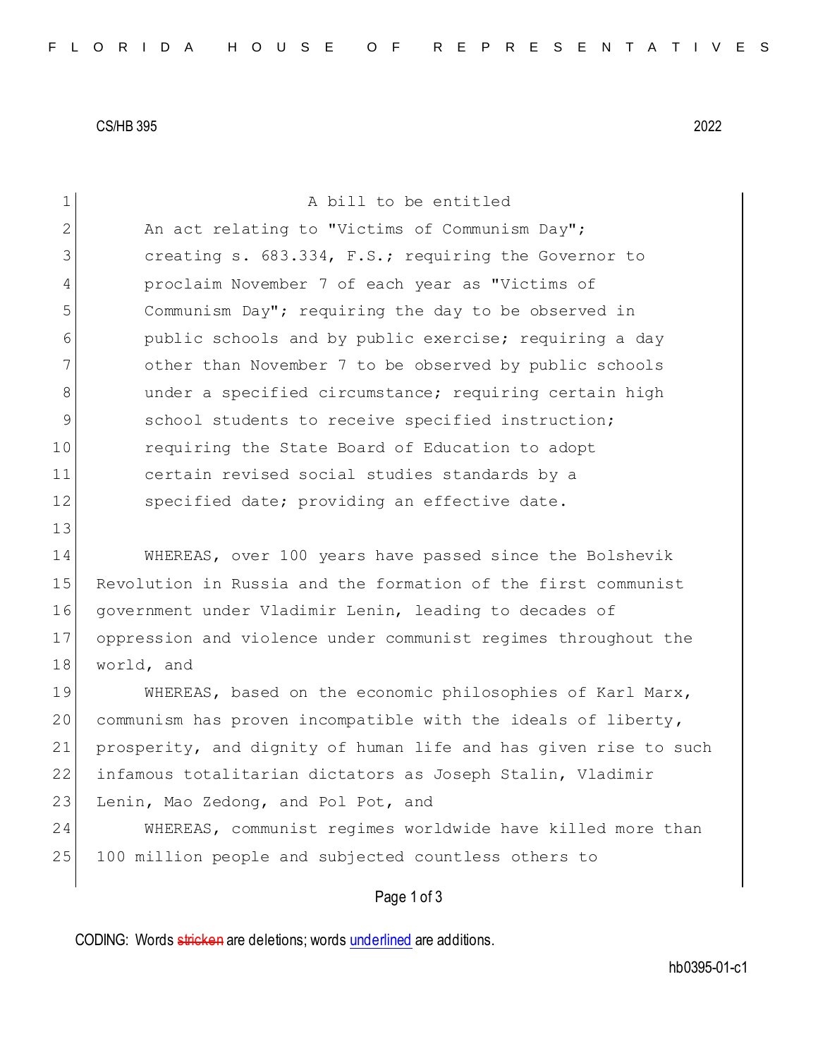CS/HB 395 2022

A bill to be entitled

An act relating to "Victims of Communism Day"; creating s. 683.334, F.S.; requiring the Governor to proclaim November 7 of each year as "Victims of Communism Day"; requiring the day to be observed in public schools and by public exercise; requiring a day other than November 7 to be observed by public schools under a specified circumstance; requiring certain high school students to receive specified instruction; requiring the State Board of Education to adopt certain revised social studies standards by a specified date; providing an effective date.

WHEREAS, over 100 years have passed since the Bolshevik Revolution in Russia and the formation of the first communist government under Vladimir Lenin, leading to decades of oppression and violence under communist regimes throughout the world, and

WHEREAS, based on the economic philosophies of Karl Marx, communism has proven incompatible with the ideals of liberty, prosperity, and dignity of human life and has given rise to such infamous totalitarian dictators as Joseph Stalin, Vladimir Lenin, Mao Zedong, and Pol Pot, and

WHEREAS, communist regimes worldwide have killed more than 100 million people and subjected countless others to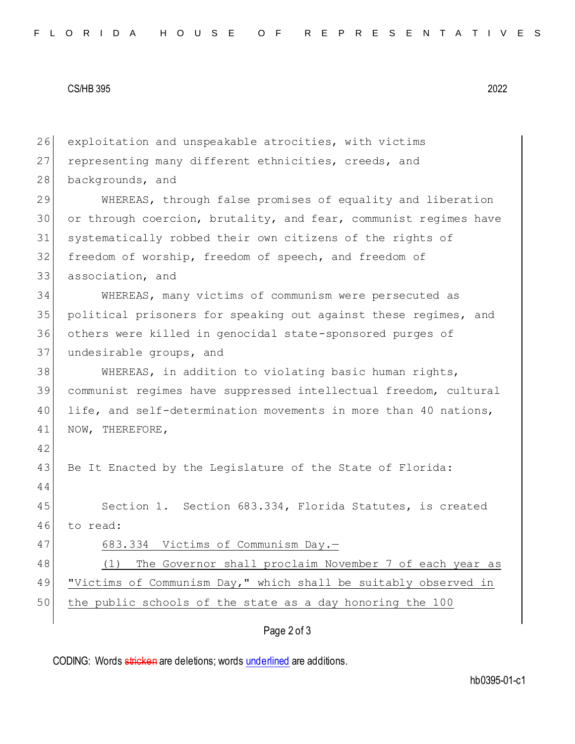exploitation and unspeakable atrocities, with victims representing many different ethnicities, creeds, and backgrounds, and

WHEREAS, through false promises of equality and liberation or through coercion, brutality, and fear, communist regimes have systematically robbed their own citizens of the rights of freedom of worship, freedom of speech, and freedom of association, and

WHEREAS, many victims of communism were persecuted as political prisoners for speaking out against these regimes, and others were killed in genocidal state-sponsored purges of undesirable groups, and

WHEREAS, in addition to violating basic human rights, communist regimes have suppressed intellectual freedom, cultural life, and self-determination movements in more than 40 nations, NOW, THEREFORE,

Be It Enacted by the Legislature of the State of Florida:

Section 1. Section 683.334, Florida Statutes, is created to read:

683.334 Victims of Communism Day.—

(1) The Governor shall proclaim November 7 of each year as "Victims of Communism Day," which shall be suitably observed in the public schools of the state as a day honoring the 100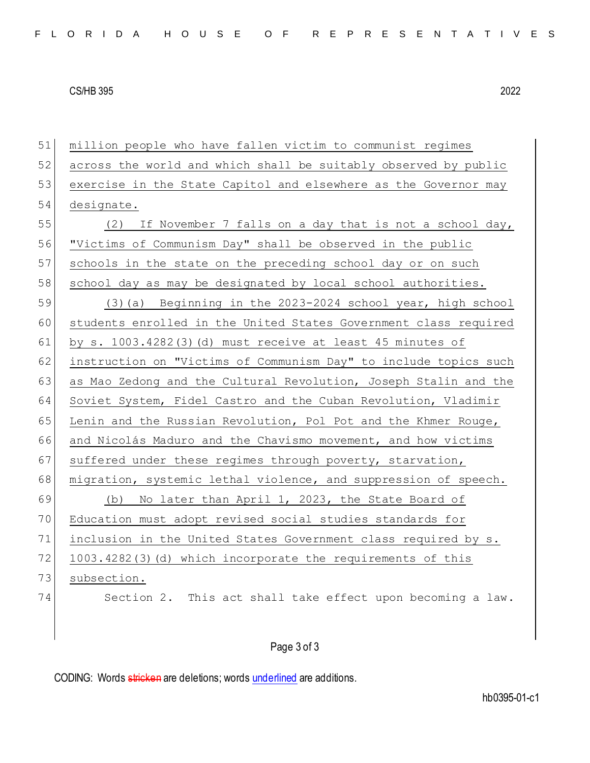51 million people who have fallen victim to communist regimes
52 across the world and which shall be suitably observed by public
53 exercise in the State Capitol and elsewhere as the Governor may
54 designate.

55 (2) If November 7 falls on a day that is not a school day,
56 "Victims of Communism Day" shall be observed in the public
57 schools in the state on the preceding school day or on such
58 school day as may be designated by local school authorities.

59 (3)(a) Beginning in the 2023-2024 school year, high school
60 students enrolled in the United States Government class required
61 by s. 1003.4282(3)(d) must receive at least 45 minutes of
62 instruction on "Victims of Communism Day" to include topics such
63 as Mao Zedong and the Cultural Revolution, Joseph Stalin and the
64 Soviet System, Fidel Castro and the Cuban Revolution, Vladimir
65 Lenin and the Russian Revolution, Pol Pot and the Khmer Rouge,
66 and Nicolás Maduro and the Chavismo movement, and how victims
67 suffered under these regimes through poverty, starvation,
68 migration, systemic lethal violence, and suppression of speech.

69 (b) No later than April 1, 2023, the State Board of
70 Education must adopt revised social studies standards for
71 inclusion in the United States Government class required by s.
72 1003.4282(3)(d) which incorporate the requirements of this
73 subsection.

74 Section 2. This act shall take effect upon becoming a law.